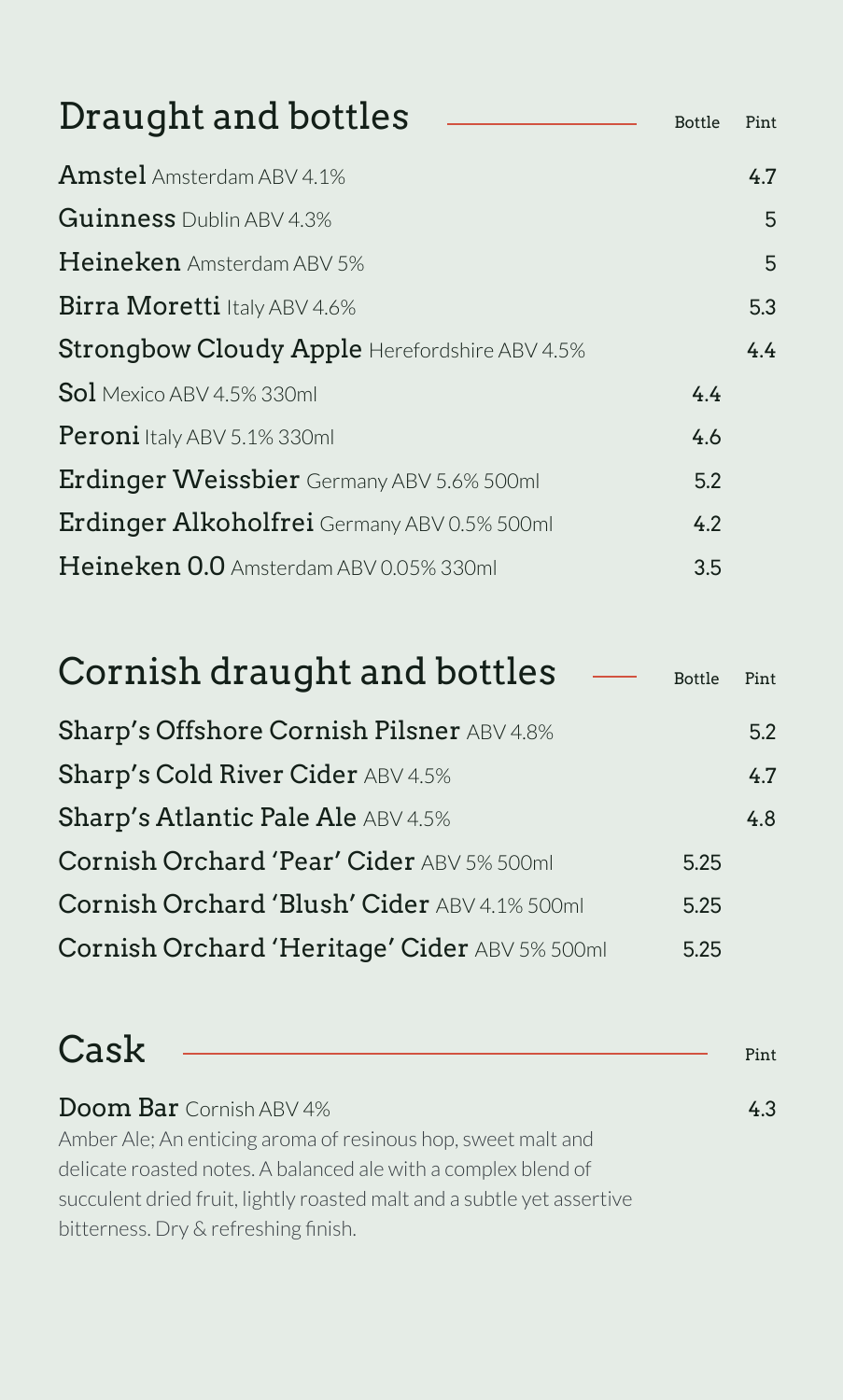## Draught and bottles

| | Bottle | Pint |
|---|---|---|
| **Amstel** Amsterdam ABV 4.1% | | 4.7 |
| **Guinness** Dublin ABV 4.3% | | 5 |
| **Heineken** Amsterdam ABV 5% | | 5 |
| **Birra Moretti** Italy ABV 4.6% | | 5.3 |
| **Strongbow Cloudy Apple** Herefordshire ABV 4.5% | | 4.4 |
| **Sol** Mexico ABV 4.5% 330ml | 4.4 | |
| **Peroni** Italy ABV 5.1% 330ml | 4.6 | |
| **Erdinger Weissbier** Germany ABV 5.6% 500ml | 5.2 | |
| **Erdinger Alkoholfrei** Germany ABV 0.5% 500ml | 4.2 | |
| **Heineken 0.0** Amsterdam ABV 0.05% 330ml | 3.5 | |

## Cornish draught and bottles

| | Bottle | Pint |
|---|---|---|
| **Sharp's Offshore Cornish Pilsner** ABV 4.8% | | 5.2 |
| **Sharp's Cold River Cider** ABV 4.5% | | 4.7 |
| **Sharp's Atlantic Pale Ale** ABV 4.5% | | 4.8 |
| **Cornish Orchard 'Pear' Cider** ABV 5% 500ml | 5.25 | |
| **Cornish Orchard 'Blush' Cider** ABV 4.1% 500ml | 5.25 | |
| **Cornish Orchard 'Heritage' Cider** ABV 5% 500ml | 5.25 | |

## Cask

| | Pint |
|---|---|
| **Doom Bar** Cornish ABV 4% | 4.3 |

Amber Ale; An enticing aroma of resinous hop, sweet malt and delicate roasted notes. A balanced ale with a complex blend of succulent dried fruit, lightly roasted malt and a subtle yet assertive bitterness. Dry & refreshing finish.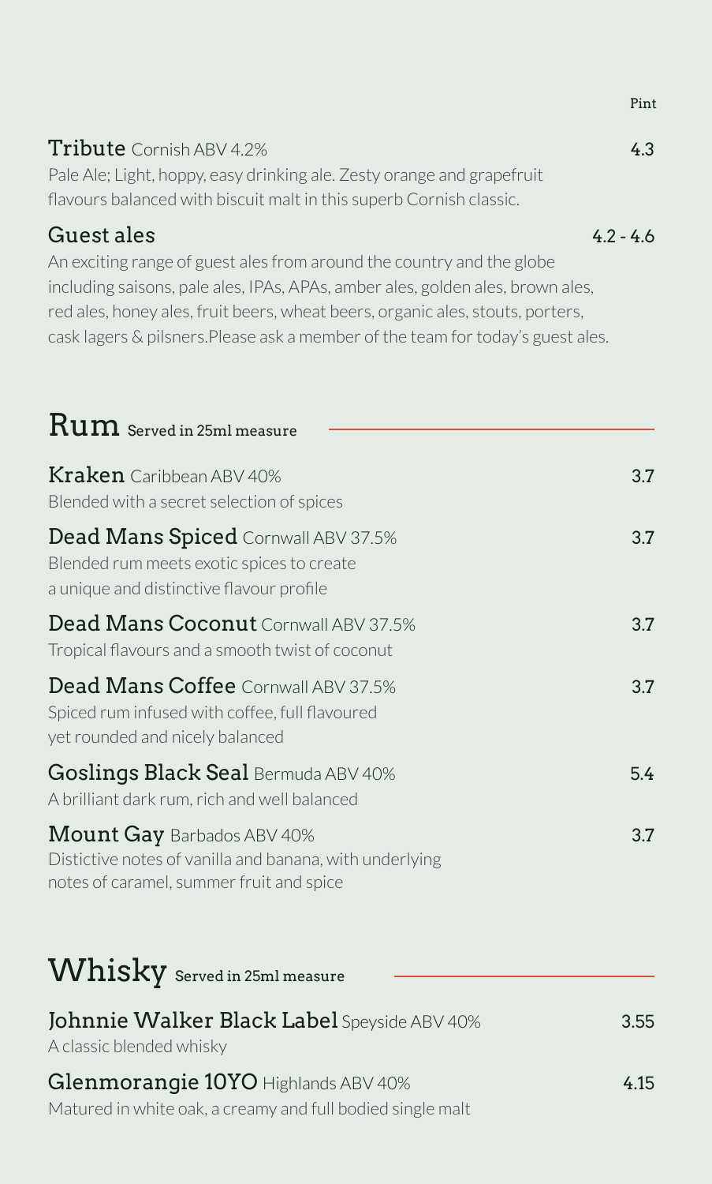Pint

**Tribute** Cornish ABV 4.2% — 4.3

Pale Ale; Light, hoppy, easy drinking ale. Zesty orange and grapefruit flavours balanced with biscuit malt in this superb Cornish classic.

**Guest ales** — 4.2 - 4.6

An exciting range of guest ales from around the country and the globe including saisons, pale ales, IPAs, APAs, amber ales, golden ales, brown ales, red ales, honey ales, fruit beers, wheat beers, organic ales, stouts, porters, cask lagers & pilsners.Please ask a member of the team for today's guest ales.

## Rum Served in 25ml measure

**Kraken** Caribbean ABV 40% — 3.7

Blended with a secret selection of spices

**Dead Mans Spiced** Cornwall ABV 37.5% — 3.7

Blended rum meets exotic spices to create a unique and distinctive flavour profile

**Dead Mans Coconut** Cornwall ABV 37.5% — 3.7

Tropical flavours and a smooth twist of coconut

**Dead Mans Coffee** Cornwall ABV 37.5% — 3.7

Spiced rum infused with coffee, full flavoured yet rounded and nicely balanced

**Goslings Black Seal** Bermuda ABV 40% — 5.4

A brilliant dark rum, rich and well balanced

**Mount Gay** Barbados ABV 40% — 3.7

Distictive notes of vanilla and banana, with underlying notes of caramel, summer fruit and spice

## Whisky Served in 25ml measure

**Johnnie Walker Black Label** Speyside ABV 40% — 3.55

A classic blended whisky

**Glenmorangie 10YO** Highlands ABV 40% — 4.15

Matured in white oak, a creamy and full bodied single malt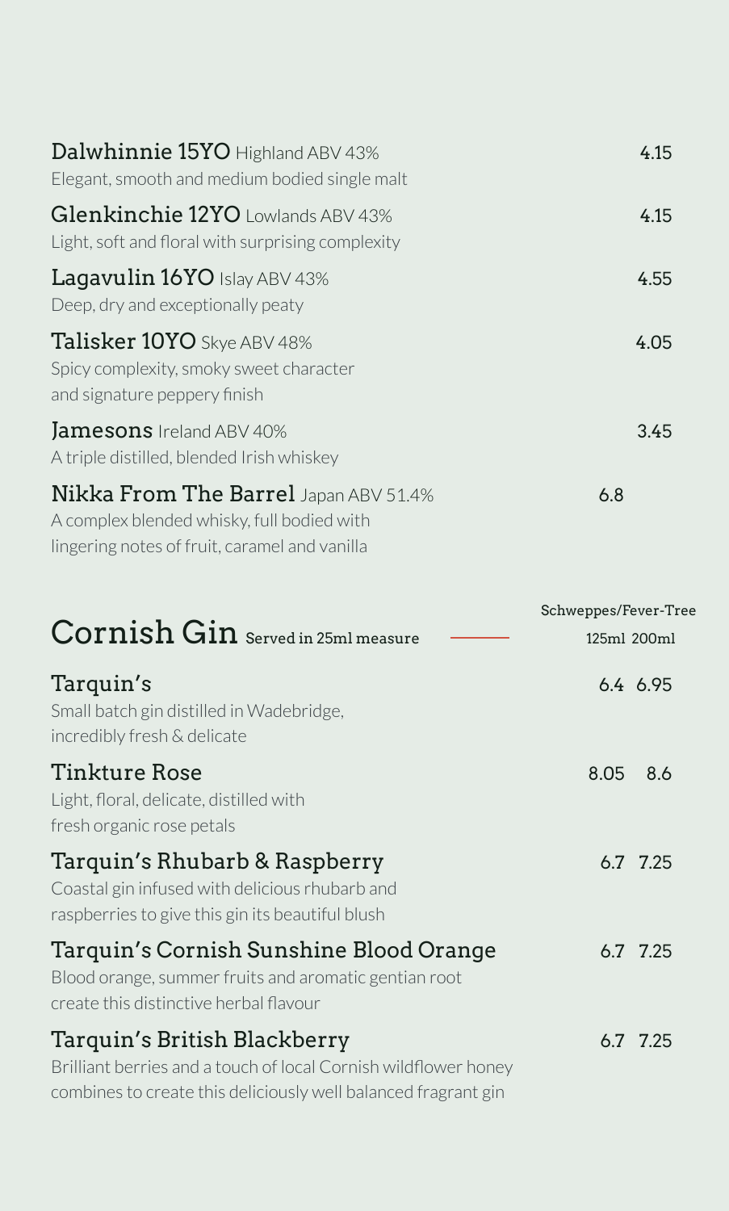**Dalwhinnie 15YO** Highland ABV 43% — 4.15
Elegant, smooth and medium bodied single malt

**Glenkinchie 12YO** Lowlands ABV 43% — 4.15
Light, soft and floral with surprising complexity

**Lagavulin 16YO** Islay ABV 43% — 4.55
Deep, dry and exceptionally peaty

**Talisker 10YO** Skye ABV 48% — 4.05
Spicy complexity, smoky sweet character
and signature peppery finish

**Jamesons** Ireland ABV 40% — 3.45
A triple distilled, blended Irish whiskey

**Nikka From The Barrel** Japan ABV 51.4% — 6.8
A complex blended whisky, full bodied with
lingering notes of fruit, caramel and vanilla

## Cornish Gin Served in 25ml measure

| | Schweppes/Fever-Tree 125ml | 200ml |
|---|---|---|
| **Tarquin's**<br>Small batch gin distilled in Wadebridge, incredibly fresh & delicate | 6.4 | 6.95 |
| **Tinkture Rose**<br>Light, floral, delicate, distilled with fresh organic rose petals | 8.05 | 8.6 |
| **Tarquin's Rhubarb & Raspberry**<br>Coastal gin infused with delicious rhubarb and raspberries to give this gin its beautiful blush | 6.7 | 7.25 |
| **Tarquin's Cornish Sunshine Blood Orange**<br>Blood orange, summer fruits and aromatic gentian root create this distinctive herbal flavour | 6.7 | 7.25 |
| **Tarquin's British Blackberry**<br>Brilliant berries and a touch of local Cornish wildflower honey combines to create this deliciously well balanced fragrant gin | 6.7 | 7.25 |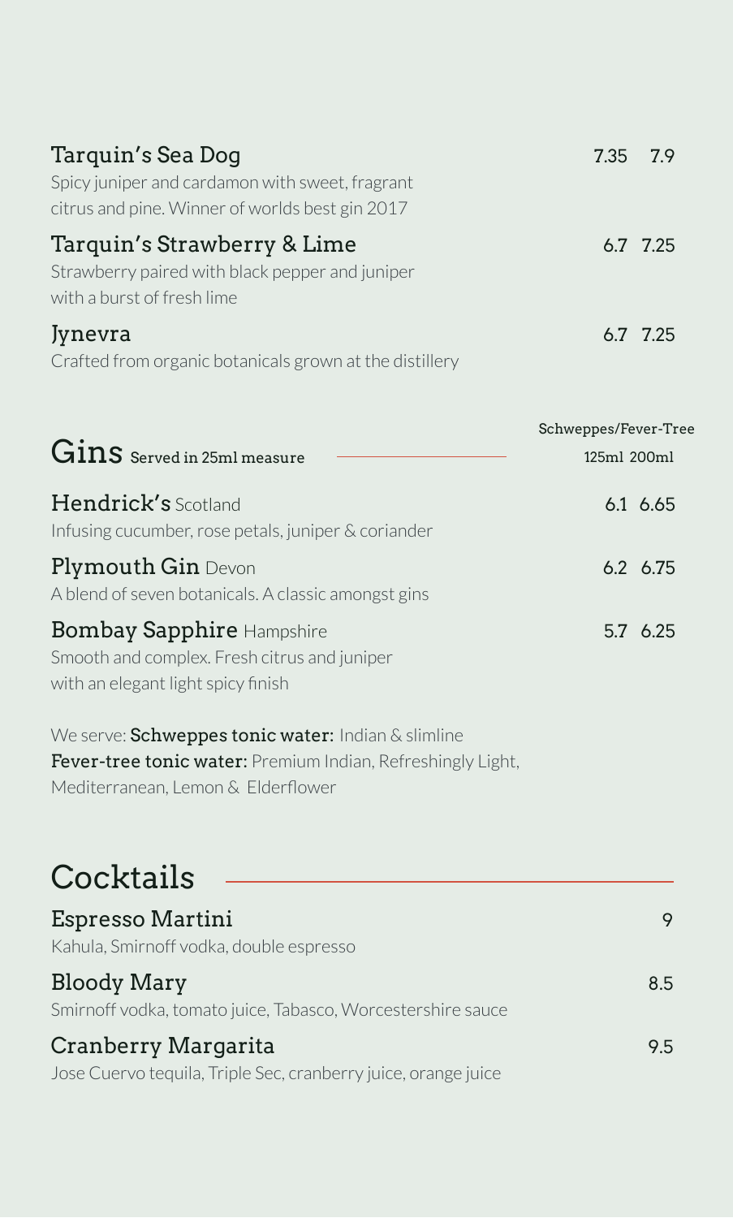**Tarquin's Sea Dog** 7.35 7.9
Spicy juniper and cardamon with sweet, fragrant citrus and pine. Winner of worlds best gin 2017

**Tarquin's Strawberry & Lime** 6.7 7.25
Strawberry paired with black pepper and juniper with a burst of fresh lime

**Jynevra** 6.7 7.25
Crafted from organic botanicals grown at the distillery

## Gins Served in 25ml measure

| | Schweppes/Fever-Tree | |
|---|---|---|
| | 125ml | 200ml |
| **Hendrick's** Scotland<br>Infusing cucumber, rose petals, juniper & coriander | 6.1 | 6.65 |
| **Plymouth Gin** Devon<br>A blend of seven botanicals. A classic amongst gins | 6.2 | 6.75 |
| **Bombay Sapphire** Hampshire<br>Smooth and complex. Fresh citrus and juniper with an elegant light spicy finish | 5.7 | 6.25 |

We serve: **Schweppes tonic water:** Indian & slimline
**Fever-tree tonic water:** Premium Indian, Refreshingly Light, Mediterranean, Lemon & Elderflower

## Cocktails

**Espresso Martini** 9
Kahula, Smirnoff vodka, double espresso

**Bloody Mary** 8.5
Smirnoff vodka, tomato juice, Tabasco, Worcestershire sauce

**Cranberry Margarita** 9.5
Jose Cuervo tequila, Triple Sec, cranberry juice, orange juice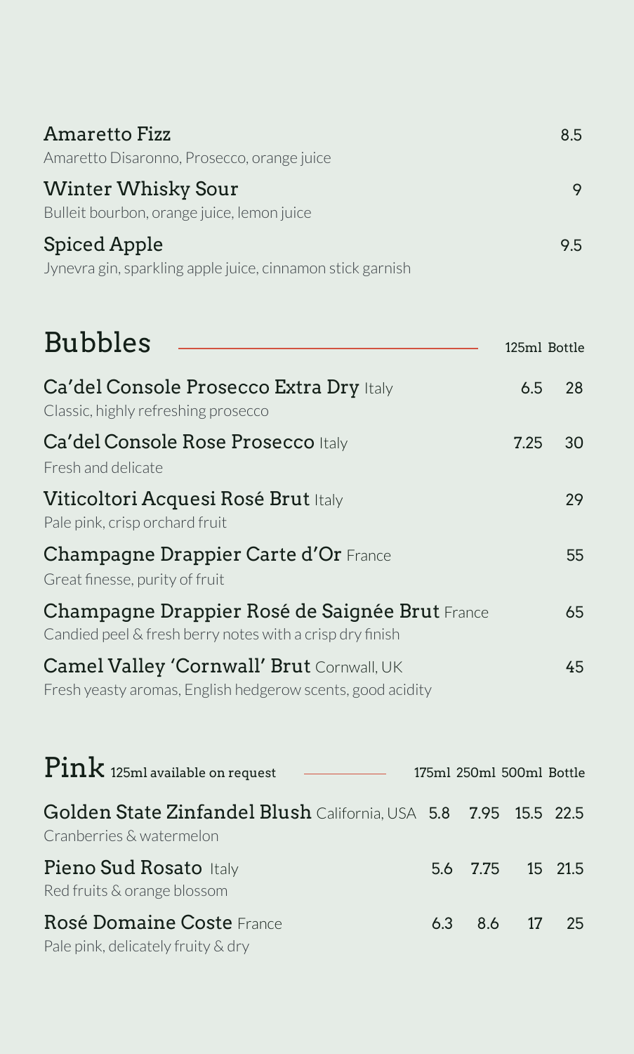**Amaretto Fizz** 8.5
Amaretto Disaronno, Prosecco, orange juice

**Winter Whisky Sour** 9
Bulleit bourbon, orange juice, lemon juice

**Spiced Apple** 9.5
Jynevra gin, sparkling apple juice, cinnamon stick garnish

## Bubbles

| | 125ml | Bottle |
|---|---|---|
| **Ca'del Console Prosecco Extra Dry** Italy<br>Classic, highly refreshing prosecco | 6.5 | 28 |
| **Ca'del Console Rose Prosecco** Italy<br>Fresh and delicate | 7.25 | 30 |
| **Viticoltori Acquesi Rosé Brut** Italy<br>Pale pink, crisp orchard fruit | | 29 |
| **Champagne Drappier Carte d'Or** France<br>Great finesse, purity of fruit | | 55 |
| **Champagne Drappier Rosé de Saignée Brut** France<br>Candied peel & fresh berry notes with a crisp dry finish | | 65 |
| **Camel Valley 'Cornwall' Brut** Cornwall, UK<br>Fresh yeasty aromas, English hedgerow scents, good acidity | | 45 |

## Pink 125ml available on request

| | 175ml | 250ml | 500ml | Bottle |
|---|---|---|---|---|
| **Golden State Zinfandel Blush** California, USA<br>Cranberries & watermelon | 5.8 | 7.95 | 15.5 | 22.5 |
| **Pieno Sud Rosato** Italy<br>Red fruits & orange blossom | 5.6 | 7.75 | 15 | 21.5 |
| **Rosé Domaine Coste** France<br>Pale pink, delicately fruity & dry | 6.3 | 8.6 | 17 | 25 |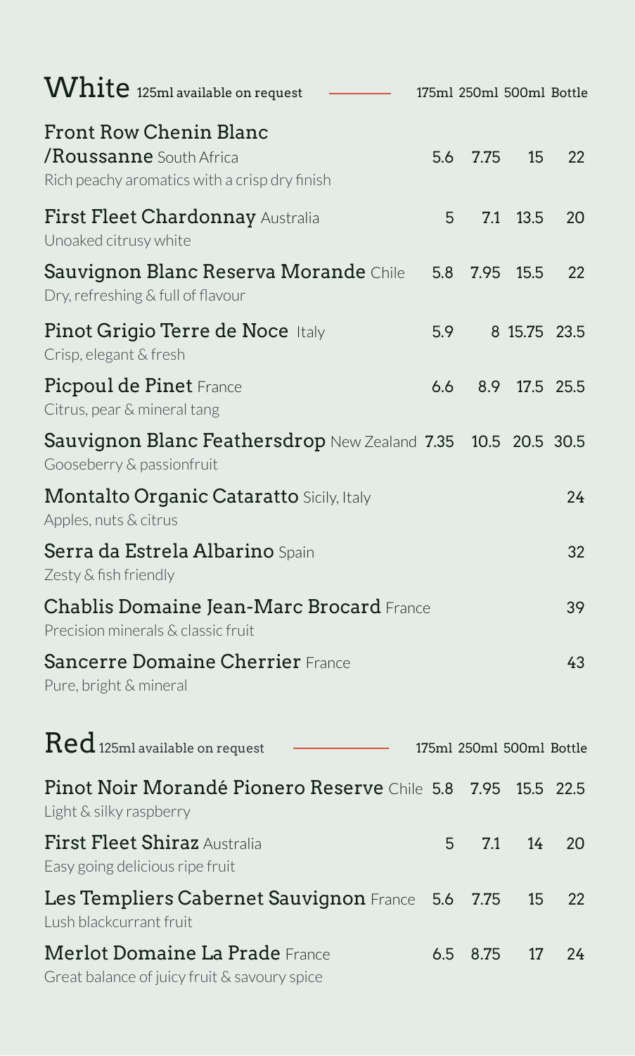## White
125ml available on request

| Wine | 175ml | 250ml | 500ml | Bottle |
|---|---|---|---|---|
| **Front Row Chenin Blanc /Roussanne** South Africa<br>Rich peachy aromatics with a crisp dry finish | 5.6 | 7.75 | 15 | 22 |
| **First Fleet Chardonnay** Australia<br>Unoaked citrusy white | 5 | 7.1 | 13.5 | 20 |
| **Sauvignon Blanc Reserva Morande** Chile<br>Dry, refreshing & full of flavour | 5.8 | 7.95 | 15.5 | 22 |
| **Pinot Grigio Terre de Noce** Italy<br>Crisp, elegant & fresh | 5.9 | 8 | 15.75 | 23.5 |
| **Picpoul de Pinet** France<br>Citrus, pear & mineral tang | 6.6 | 8.9 | 17.5 | 25.5 |
| **Sauvignon Blanc Feathersdrop** New Zealand<br>Gooseberry & passionfruit | 7.35 | 10.5 | 20.5 | 30.5 |
| **Montalto Organic Cataratto** Sicily, Italy<br>Apples, nuts & citrus | | | | 24 |
| **Serra da Estrela Albarino** Spain<br>Zesty & fish friendly | | | | 32 |
| **Chablis Domaine Jean-Marc Brocard** France<br>Precision minerals & classic fruit | | | | 39 |
| **Sancerre Domaine Cherrier** France<br>Pure, bright & mineral | | | | 43 |

## Red
125ml available on request

| Wine | 175ml | 250ml | 500ml | Bottle |
|---|---|---|---|---|
| **Pinot Noir Morandé Pionero Reserve** Chile<br>Light & silky raspberry | 5.8 | 7.95 | 15.5 | 22.5 |
| **First Fleet Shiraz** Australia<br>Easy going delicious ripe fruit | 5 | 7.1 | 14 | 20 |
| **Les Templiers Cabernet Sauvignon** France<br>Lush blackcurrant fruit | 5.6 | 7.75 | 15 | 22 |
| **Merlot Domaine La Prade** France<br>Great balance of juicy fruit & savoury spice | 6.5 | 8.75 | 17 | 24 |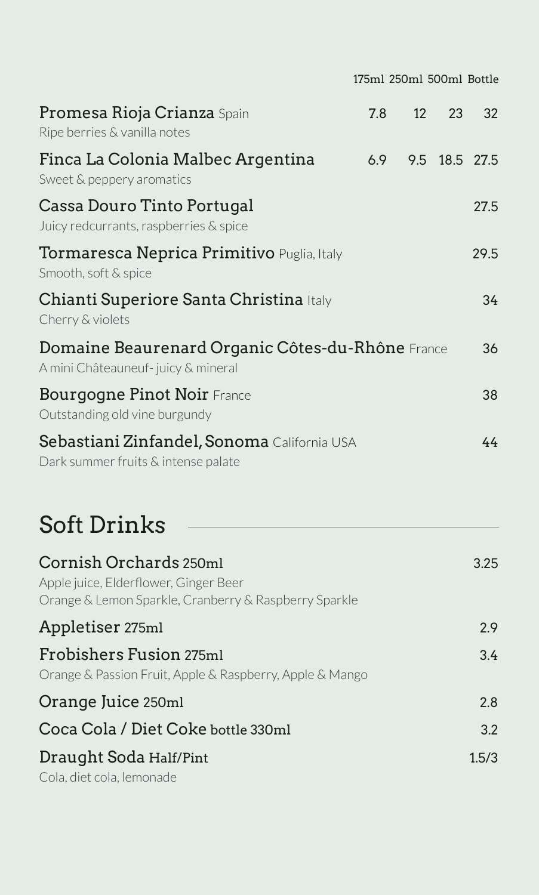| | 175ml | 250ml | 500ml | Bottle |
|---|---|---|---|---|
| **Promesa Rioja Crianza** Spain<br>Ripe berries & vanilla notes | 7.8 | 12 | 23 | 32 |
| **Finca La Colonia Malbec Argentina**<br>Sweet & peppery aromatics | 6.9 | 9.5 | 18.5 | 27.5 |
| **Cassa Douro Tinto Portugal**<br>Juicy redcurrants, raspberries & spice | | | | 27.5 |
| **Tormaresca Neprica Primitivo** Puglia, Italy<br>Smooth, soft & spice | | | | 29.5 |
| **Chianti Superiore Santa Christina** Italy<br>Cherry & violets | | | | 34 |
| **Domaine Beaurenard Organic Côtes-du-Rhône** France<br>A mini Châteauneuf- juicy & mineral | | | | 36 |
| **Bourgogne Pinot Noir** France<br>Outstanding old vine burgundy | | | | 38 |
| **Sebastiani Zinfandel, Sonoma** California USA<br>Dark summer fruits & intense palate | | | | 44 |

## Soft Drinks

| | |
|---|---|
| **Cornish Orchards** 250ml<br>Apple juice, Elderflower, Ginger Beer<br>Orange & Lemon Sparkle, Cranberry & Raspberry Sparkle | 3.25 |
| **Appletiser** 275ml | 2.9 |
| **Frobishers Fusion** 275ml<br>Orange & Passion Fruit, Apple & Raspberry, Apple & Mango | 3.4 |
| **Orange Juice** 250ml | 2.8 |
| **Coca Cola / Diet Coke** bottle 330ml | 3.2 |
| **Draught Soda** Half/Pint<br>Cola, diet cola, lemonade | 1.5/3 |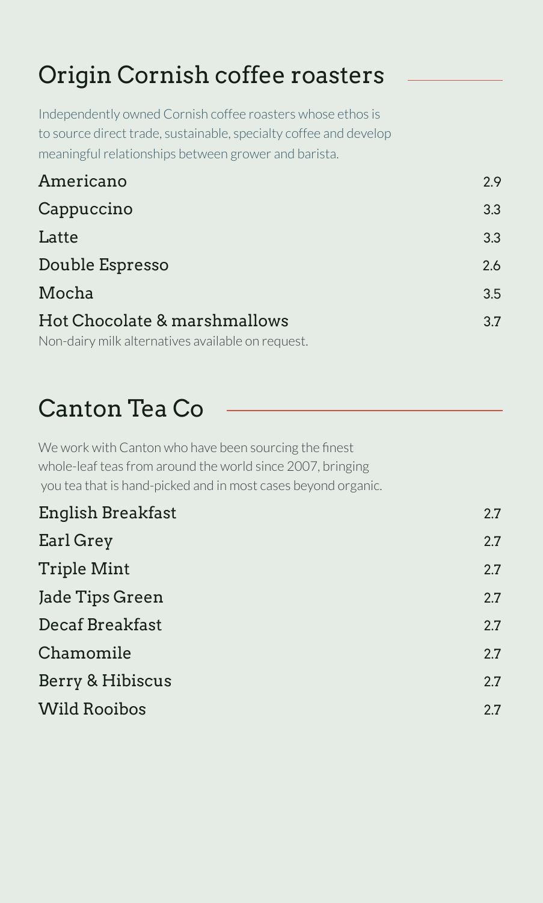## Origin Cornish coffee roasters

Independently owned Cornish coffee roasters whose ethos is to source direct trade, sustainable, specialty coffee and develop meaningful relationships between grower and barista.

| | |
|---|---|
| Americano | 2.9 |
| Cappuccino | 3.3 |
| Latte | 3.3 |
| Double Espresso | 2.6 |
| Mocha | 3.5 |
| Hot Chocolate & marshmallows | 3.7 |

Non-dairy milk alternatives available on request.

## Canton Tea Co

We work with Canton who have been sourcing the finest whole-leaf teas from around the world since 2007, bringing you tea that is hand-picked and in most cases beyond organic.

| | |
|---|---|
| English Breakfast | 2.7 |
| Earl Grey | 2.7 |
| Triple Mint | 2.7 |
| Jade Tips Green | 2.7 |
| Decaf Breakfast | 2.7 |
| Chamomile | 2.7 |
| Berry & Hibiscus | 2.7 |
| Wild Rooibos | 2.7 |